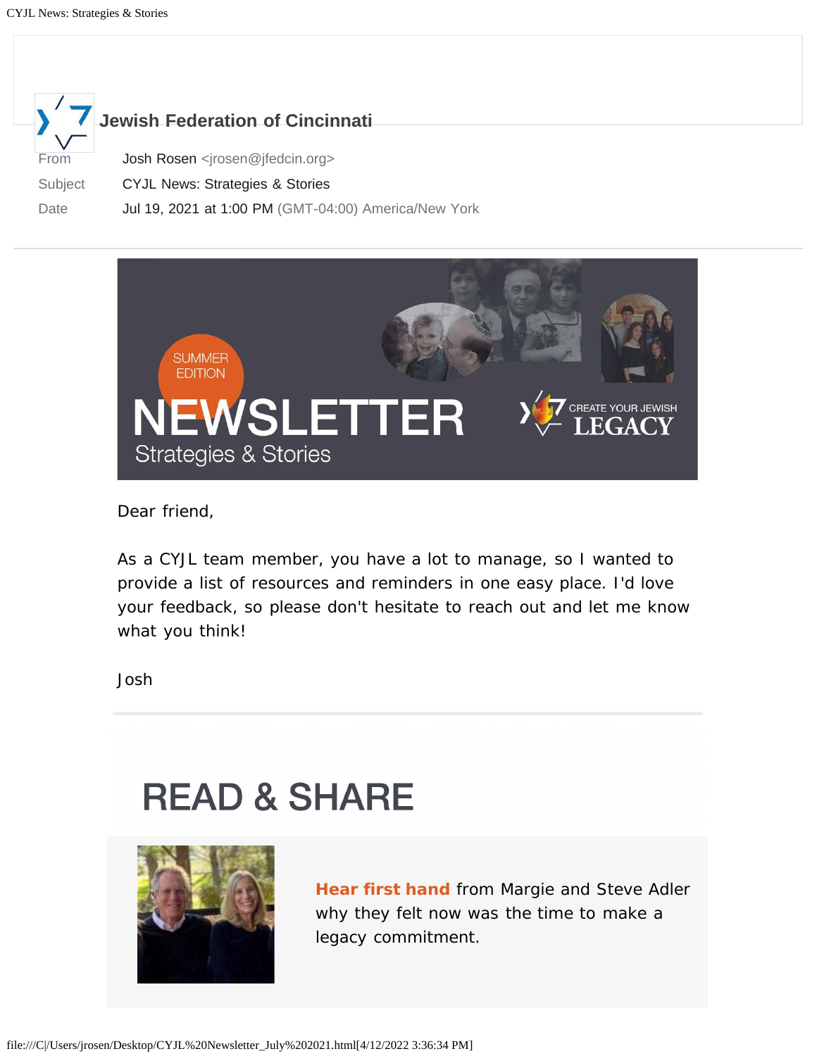**Jewish Federation of Cincinnati**

| | |
|---|---|
| From | Josh Rosen <jrosen@jfedcin.org> |
| Subject | CYJL News: Strategies & Stories |
| Date | Jul 19, 2021 at 1:00 PM (GMT-04:00) America/New York |

SUMMER EDITION

# NEWSLETTER

Strategies & Stories

CREATE YOUR JEWISH LEGACY

Dear friend,

As a CYJL team member, you have a lot to manage, so I wanted to provide a list of resources and reminders in one easy place. I'd love your feedback, so please don't hesitate to reach out and let me know what you think!

Josh

## READ & SHARE

**Hear first hand** from Margie and Steve Adler why they felt now was the time to make a legacy commitment.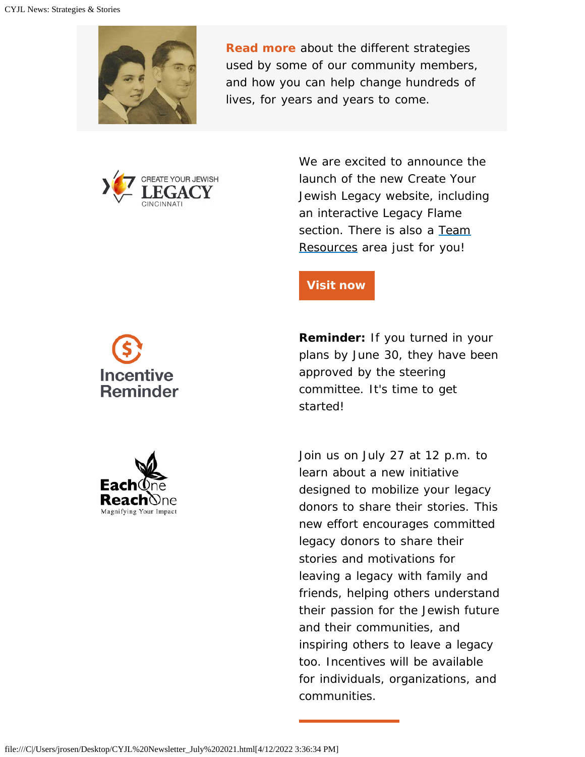**Read more** about the different strategies used by some of our community members, and how you can help change hundreds of lives, for years and years to come.

CREATE YOUR JEWISH LEGACY CINCINNATI

We are excited to announce the launch of the new Create Your Jewish Legacy website, including an interactive Legacy Flame section. There is also a Team Resources area just for you!

**Visit now**

**Incentive Reminder**

**Reminder:** If you turned in your plans by June 30, they have been approved by the steering committee. It's time to get started!

**Each One Reach One**
Magnifying Your Impact

Join us on July 27 at 12 p.m. to learn about a new initiative designed to mobilize your legacy donors to share their stories. This new effort encourages committed legacy donors to share their stories and motivations for leaving a legacy with family and friends, helping others understand their passion for the Jewish future and their communities, and inspiring others to leave a legacy too. Incentives will be available for individuals, organizations, and communities.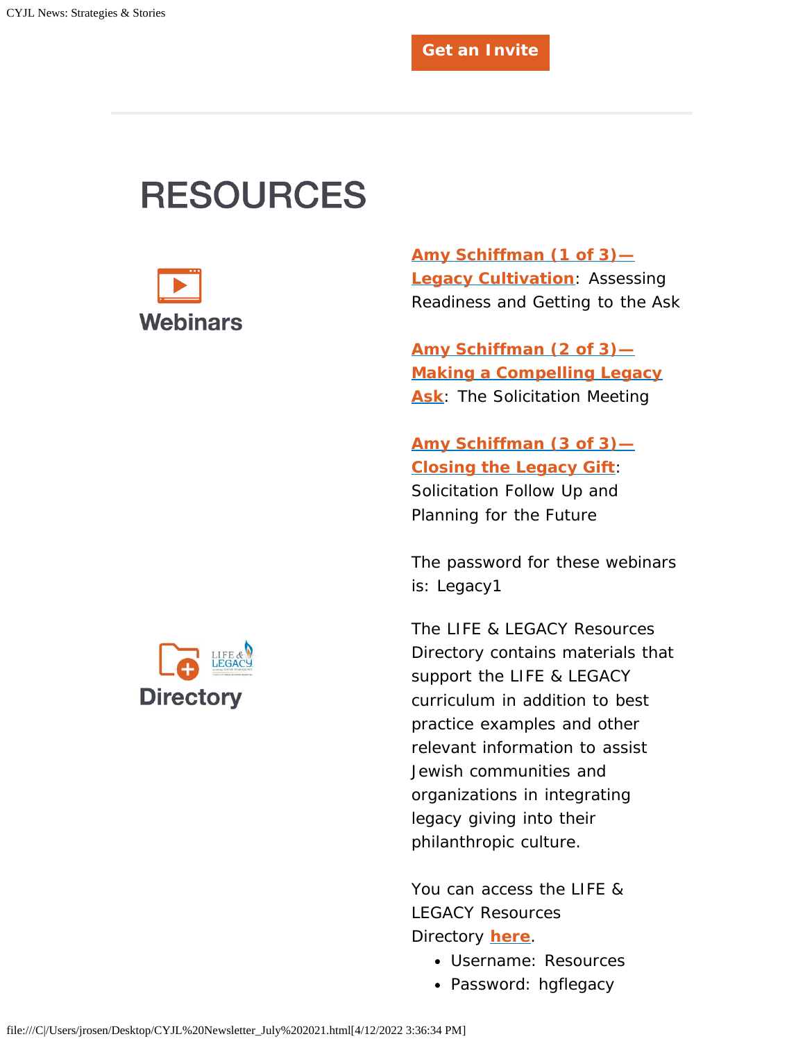**Get an Invite**

---

# RESOURCES

## Webinars

**Amy Schiffman (1 of 3)—Legacy Cultivation**: Assessing Readiness and Getting to the Ask

**Amy Schiffman (2 of 3)—Making a Compelling Legacy Ask**: The Solicitation Meeting

**Amy Schiffman (3 of 3)—Closing the Legacy Gift**: Solicitation Follow Up and Planning for the Future

The password for these webinars is: Legacy1

## Directory

The LIFE & LEGACY Resources Directory contains materials that support the LIFE & LEGACY curriculum in addition to best practice examples and other relevant information to assist Jewish communities and organizations in integrating legacy giving into their philanthropic culture.

You can access the LIFE & LEGACY Resources Directory **here**.

- Username: Resources
- Password: hgflegacy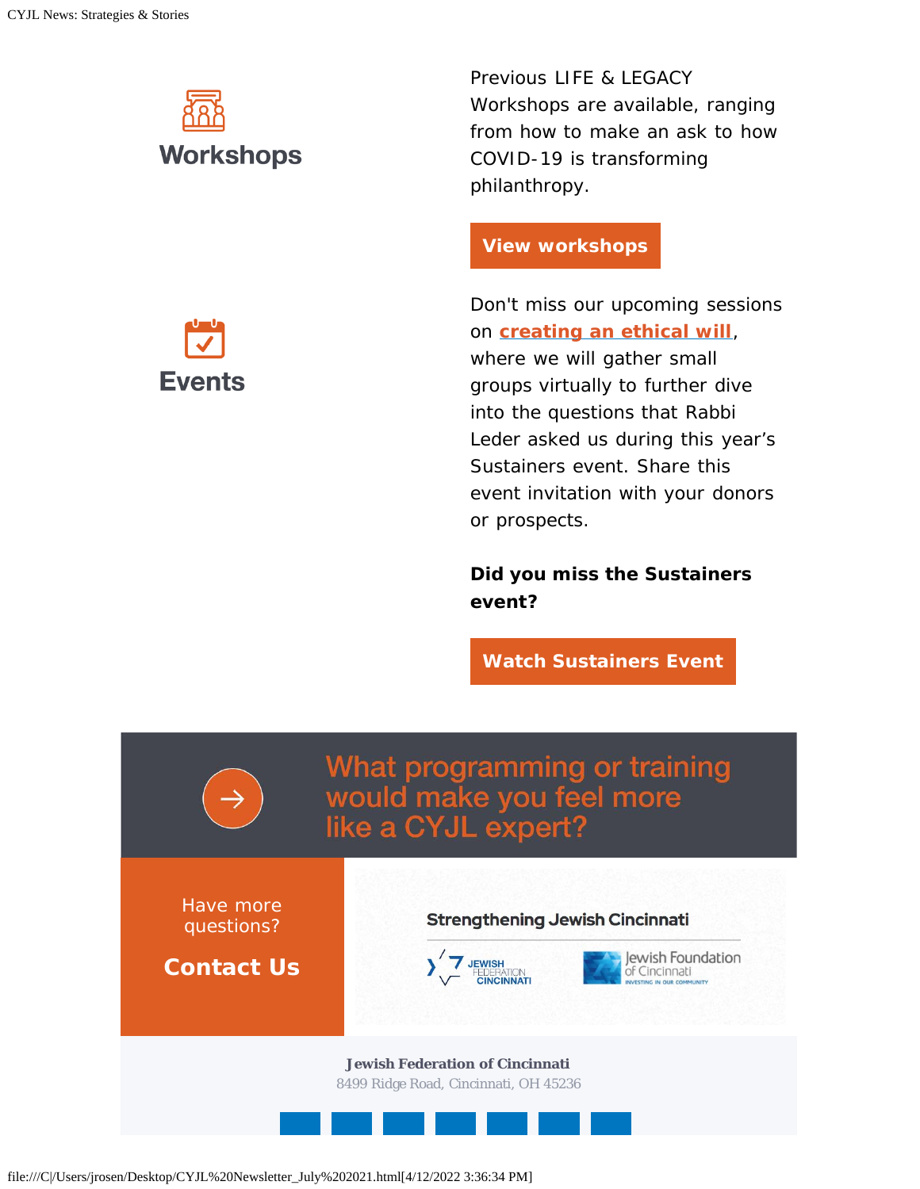## Workshops

Previous LIFE & LEGACY Workshops are available, ranging from how to make an ask to how COVID-19 is transforming philanthropy.

**View workshops**

## Events

Don't miss our upcoming sessions on **creating an ethical will**, where we will gather small groups virtually to further dive into the questions that Rabbi Leder asked us during this year's Sustainers event. Share this event invitation with your donors or prospects.

**Did you miss the Sustainers event?**

**Watch Sustainers Event**

## What programming or training would make you feel more like a CYJL expert?

Have more questions?

**Contact Us**

Strengthening Jewish Cincinnati

JEWISH FEDERATION CINCINNATI

Jewish Foundation of Cincinnati
INVESTING IN OUR COMMUNITY

**Jewish Federation of Cincinnati**
8499 Ridge Road, Cincinnati, OH 45236